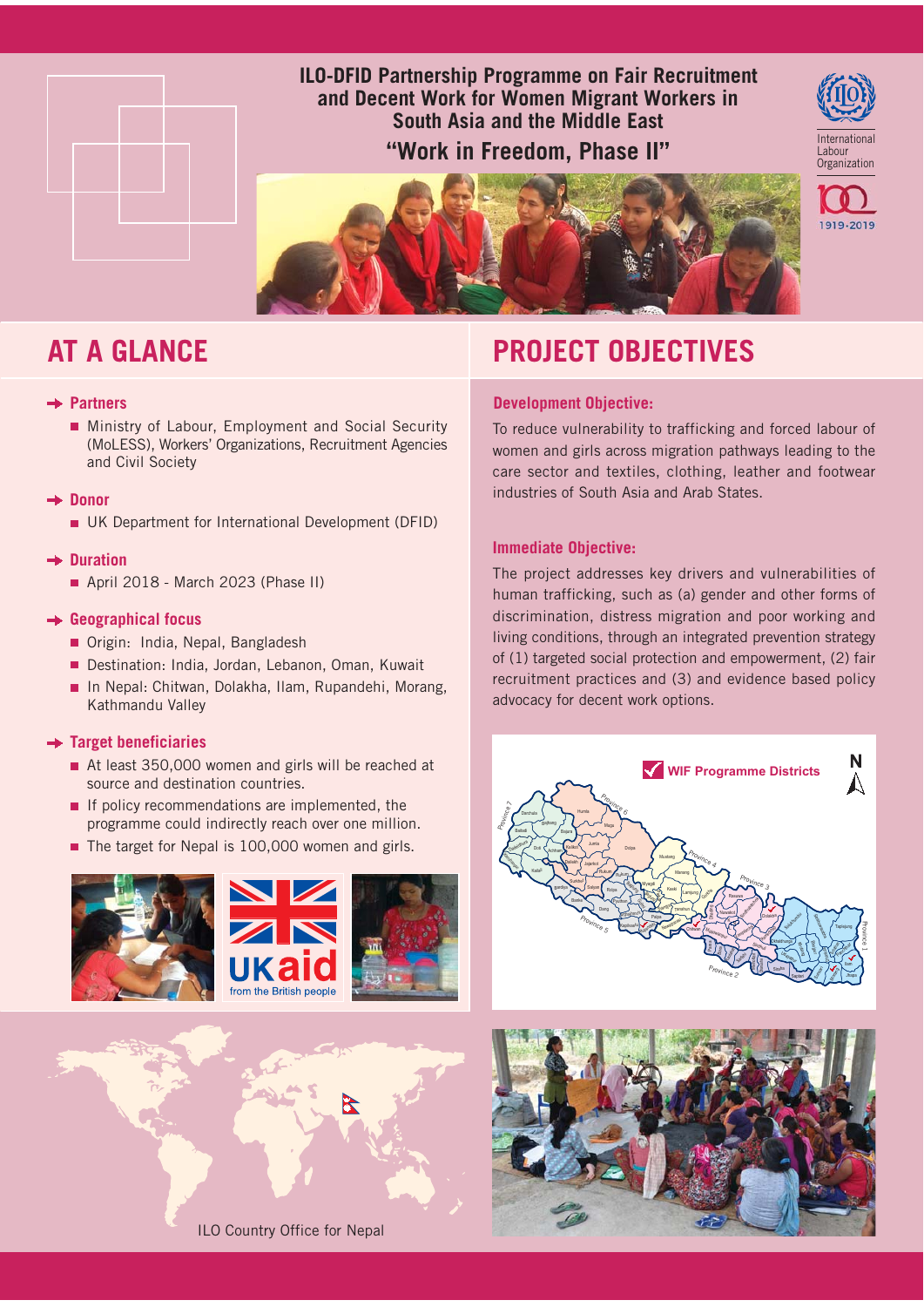# ILO-DFID Partnership Programme on Fair Recruitment and Decent Work for Women Migrant Workers in South Asia and the Middle East

## "Work in Freedom, Phase II"

## AT A GLANCE

### Partners

- Ministry of Labour, Employment and Social Security (MoLESS), Workers' Organizations, Recruitment Agencies and Civil Society

### Donor

- UK Department for International Development (DFID)

### Duration

- April 2018 - March 2023 (Phase II)

### Geographical focus

- Origin: India, Nepal, Bangladesh
- Destination: India, Jordan, Lebanon, Oman, Kuwait
- In Nepal: Chitwan, Dolakha, Ilam, Rupandehi, Morang, Kathmandu Valley

### Target beneficiaries

- At least 350,000 women and girls will be reached at source and destination countries.
- If policy recommendations are implemented, the programme could indirectly reach over one million.
- The target for Nepal is 100,000 women and girls.

## PROJECT OBJECTIVES

### Development Objective:

To reduce vulnerability to trafficking and forced labour of women and girls across migration pathways leading to the care sector and textiles, clothing, leather and footwear industries of South Asia and Arab States.

### Immediate Objective:

The project addresses key drivers and vulnerabilities of human trafficking, such as (a) gender and other forms of discrimination, distress migration and poor working and living conditions, through an integrated prevention strategy of (1) targeted social protection and empowerment, (2) fair recruitment practices and (3) and evidence based policy advocacy for decent work options.

WIF Programme Districts

ILO Country Office for Nepal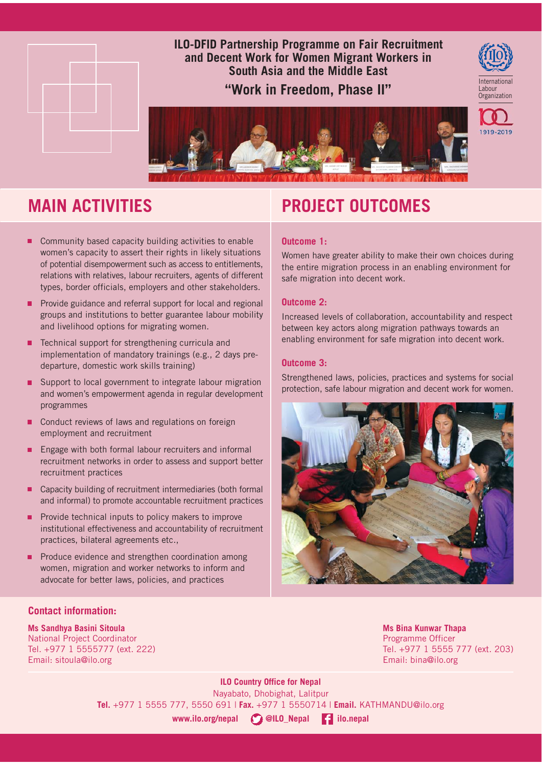**ILO-DFID Partnership Programme on Fair Recruitment and Decent Work for Women Migrant Workers in South Asia and the Middle East**

# "Work in Freedom, Phase II"

International Labour Organization

1919-2019

## MAIN ACTIVITIES

- Community based capacity building activities to enable women's capacity to assert their rights in likely situations of potential disempowerment such as access to entitlements, relations with relatives, labour recruiters, agents of different types, border officials, employers and other stakeholders.
- Provide guidance and referral support for local and regional groups and institutions to better guarantee labour mobility and livelihood options for migrating women.
- Technical support for strengthening curricula and implementation of mandatory trainings (e.g., 2 days pre-departure, domestic work skills training)
- Support to local government to integrate labour migration and women's empowerment agenda in regular development programmes
- Conduct reviews of laws and regulations on foreign employment and recruitment
- Engage with both formal labour recruiters and informal recruitment networks in order to assess and support better recruitment practices
- Capacity building of recruitment intermediaries (both formal and informal) to promote accountable recruitment practices
- Provide technical inputs to policy makers to improve institutional effectiveness and accountability of recruitment practices, bilateral agreements etc.,
- Produce evidence and strengthen coordination among women, migration and worker networks to inform and advocate for better laws, policies, and practices

## PROJECT OUTCOMES

### Outcome 1:

Women have greater ability to make their own choices during the entire migration process in an enabling environment for safe migration into decent work.

### Outcome 2:

Increased levels of collaboration, accountability and respect between key actors along migration pathways towards an enabling environment for safe migration into decent work.

### Outcome 3:

Strengthened laws, policies, practices and systems for social protection, safe labour migration and decent work for women.

### Contact information:

**Ms Sandhya Basini Sitoula**
National Project Coordinator
Tel. +977 1 5555777 (ext. 222)
Email: sitoula@ilo.org

**Ms Bina Kunwar Thapa**
Programme Officer
Tel. +977 1 5555 777 (ext. 203)
Email: bina@ilo.org

**ILO Country Office for Nepal**
Nayabato, Dhobighat, Lalitpur
**Tel.** +977 1 5555 777, 5550 691 | **Fax.** +977 1 5550714 | **Email.** KATHMANDU@ilo.org
**www.ilo.org/nepal** **@ILO_Nepal** **ilo.nepal**